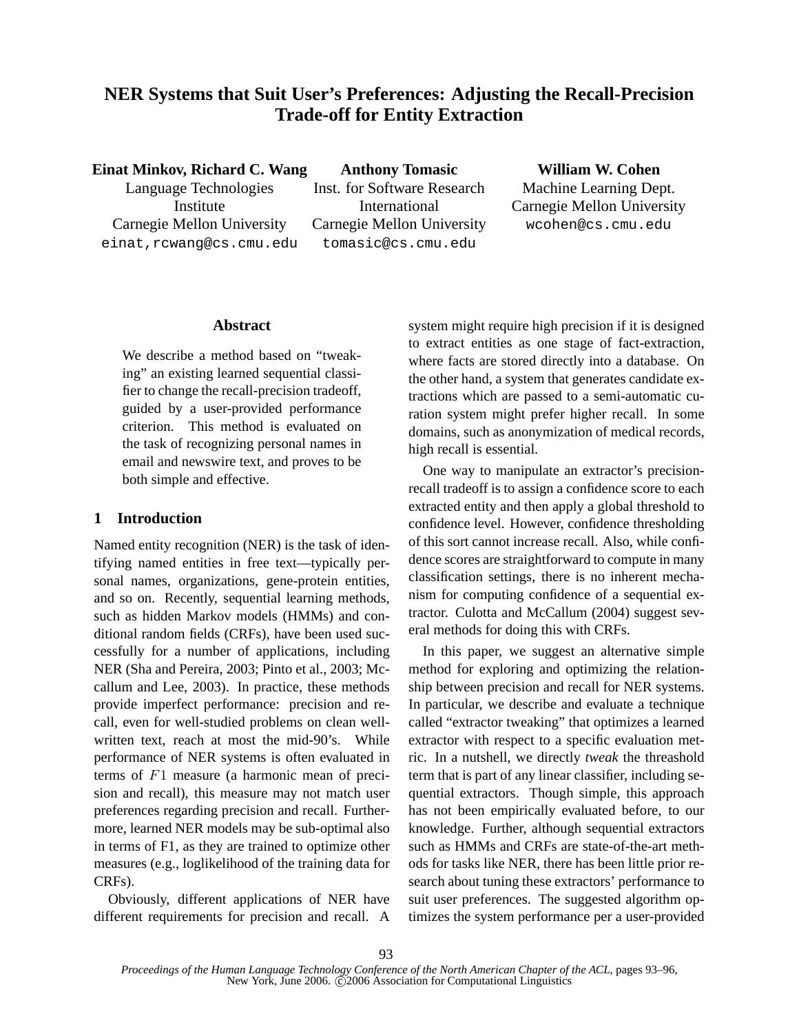# NER Systems that Suit User's Preferences: Adjusting the Recall-Precision Trade-off for Entity Extraction

**Einat Minkov, Richard C. Wang**
Language Technologies Institute
Carnegie Mellon University
einat,rcwang@cs.cmu.edu

**Anthony Tomasic**
Inst. for Software Research International
Carnegie Mellon University
tomasic@cs.cmu.edu

**William W. Cohen**
Machine Learning Dept.
Carnegie Mellon University
wcohen@cs.cmu.edu

## Abstract

We describe a method based on "tweaking" an existing learned sequential classifier to change the recall-precision tradeoff, guided by a user-provided performance criterion. This method is evaluated on the task of recognizing personal names in email and newswire text, and proves to be both simple and effective.

## 1 Introduction

Named entity recognition (NER) is the task of identifying named entities in free text—typically personal names, organizations, gene-protein entities, and so on. Recently, sequential learning methods, such as hidden Markov models (HMMs) and conditional random fields (CRFs), have been used successfully for a number of applications, including NER (Sha and Pereira, 2003; Pinto et al., 2003; Mccallum and Lee, 2003). In practice, these methods provide imperfect performance: precision and recall, even for well-studied problems on clean well-written text, reach at most the mid-90's. While performance of NER systems is often evaluated in terms of $F1$ measure (a harmonic mean of precision and recall), this measure may not match user preferences regarding precision and recall. Furthermore, learned NER models may be sub-optimal also in terms of F1, as they are trained to optimize other measures (e.g., loglikelihood of the training data for CRFs).

Obviously, different applications of NER have different requirements for precision and recall. A system might require high precision if it is designed to extract entities as one stage of fact-extraction, where facts are stored directly into a database. On the other hand, a system that generates candidate extractions which are passed to a semi-automatic curation system might prefer higher recall. In some domains, such as anonymization of medical records, high recall is essential.

One way to manipulate an extractor's precision-recall tradeoff is to assign a confidence score to each extracted entity and then apply a global threshold to confidence level. However, confidence thresholding of this sort cannot increase recall. Also, while confidence scores are straightforward to compute in many classification settings, there is no inherent mechanism for computing confidence of a sequential extractor. Culotta and McCallum (2004) suggest several methods for doing this with CRFs.

In this paper, we suggest an alternative simple method for exploring and optimizing the relationship between precision and recall for NER systems. In particular, we describe and evaluate a technique called "extractor tweaking" that optimizes a learned extractor with respect to a specific evaluation metric. In a nutshell, we directly *tweak* the threashold term that is part of any linear classifier, including sequential extractors. Though simple, this approach has not been empirically evaluated before, to our knowledge. Further, although sequential extractors such as HMMs and CRFs are state-of-the-art methods for tasks like NER, there has been little prior research about tuning these extractors' performance to suit user preferences. The suggested algorithm optimizes the system performance per a user-provided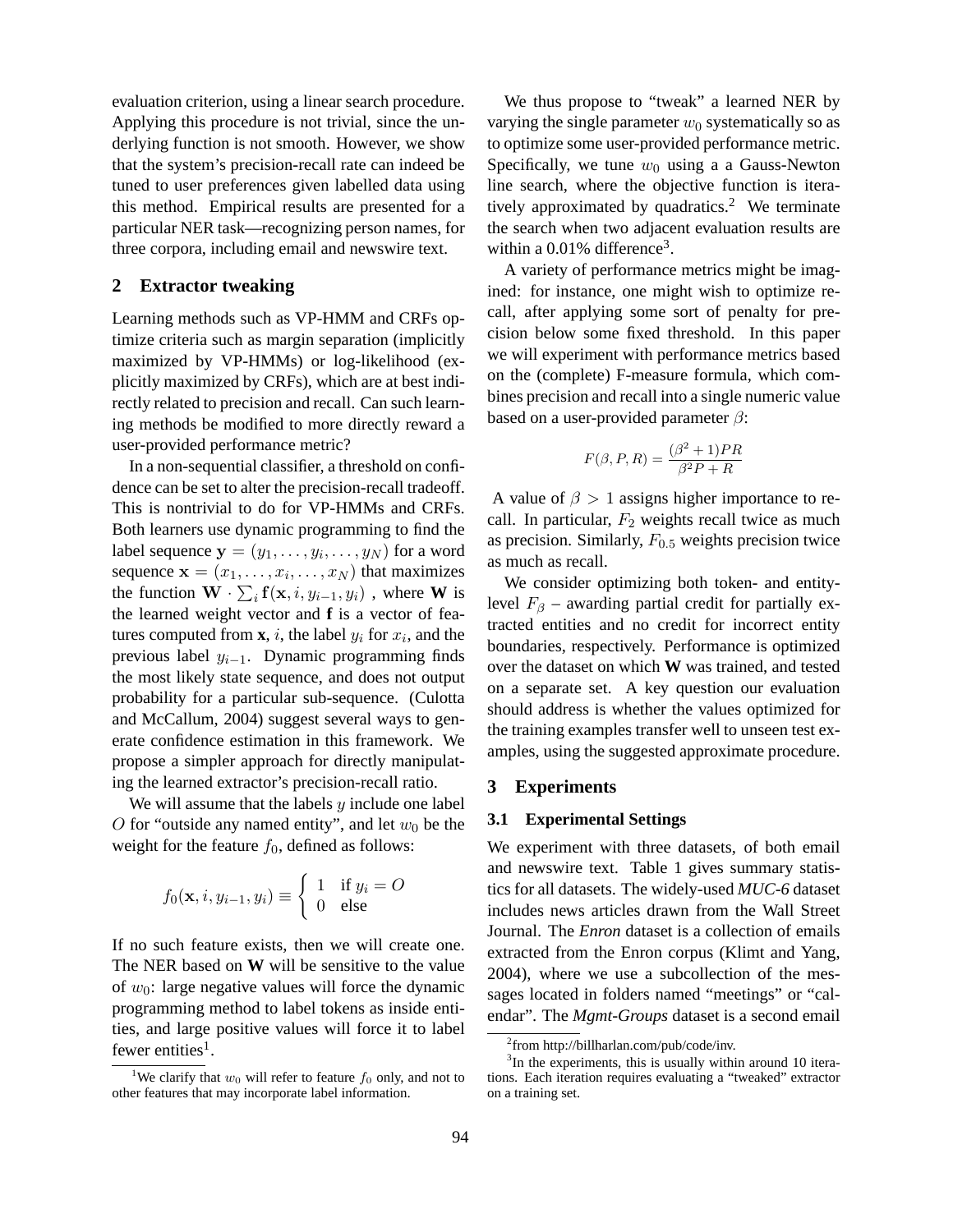evaluation criterion, using a linear search procedure. Applying this procedure is not trivial, since the underlying function is not smooth. However, we show that the system's precision-recall rate can indeed be tuned to user preferences given labelled data using this method. Empirical results are presented for a particular NER task—recognizing person names, for three corpora, including email and newswire text.

## 2 Extractor tweaking

Learning methods such as VP-HMM and CRFs optimize criteria such as margin separation (implicitly maximized by VP-HMMs) or log-likelihood (explicitly maximized by CRFs), which are at best indirectly related to precision and recall. Can such learning methods be modified to more directly reward a user-provided performance metric?

In a non-sequential classifier, a threshold on confidence can be set to alter the precision-recall tradeoff. This is nontrivial to do for VP-HMMs and CRFs. Both learners use dynamic programming to find the label sequence $\mathbf{y} = (y_1, \ldots, y_i, \ldots, y_N)$ for a word sequence $\mathbf{x} = (x_1, \ldots, x_i, \ldots, x_N)$ that maximizes the function $\mathbf{W} \cdot \sum_i \mathbf{f}(\mathbf{x}, i, y_{i-1}, y_i)$ , where $\mathbf{W}$ is the learned weight vector and $\mathbf{f}$ is a vector of features computed from $\mathbf{x}$, $i$, the label $y_i$ for $x_i$, and the previous label $y_{i-1}$. Dynamic programming finds the most likely state sequence, and does not output probability for a particular sub-sequence. (Culotta and McCallum, 2004) suggest several ways to generate confidence estimation in this framework. We propose a simpler approach for directly manipulating the learned extractor's precision-recall ratio.

We will assume that the labels $y$ include one label $O$ for "outside any named entity", and let $w_0$ be the weight for the feature $f_0$, defined as follows:

$$f_0(\mathbf{x}, i, y_{i-1}, y_i) \equiv \begin{cases} 1 & \text{if } y_i = O \\ 0 & \text{else} \end{cases}$$

If no such feature exists, then we will create one. The NER based on $\mathbf{W}$ will be sensitive to the value of $w_0$: large negative values will force the dynamic programming method to label tokens as inside entities, and large positive values will force it to label fewer entities[1].

[1] We clarify that $w_0$ will refer to feature $f_0$ only, and not to other features that may incorporate label information.

We thus propose to "tweak" a learned NER by varying the single parameter $w_0$ systematically so as to optimize some user-provided performance metric. Specifically, we tune $w_0$ using a a Gauss-Newton line search, where the objective function is iteratively approximated by quadratics.[2] We terminate the search when two adjacent evaluation results are within a 0.01% difference[3].

A variety of performance metrics might be imagined: for instance, one might wish to optimize recall, after applying some sort of penalty for precision below some fixed threshold. In this paper we will experiment with performance metrics based on the (complete) F-measure formula, which combines precision and recall into a single numeric value based on a user-provided parameter $\beta$:

$$F(\beta, P, R) = \frac{(\beta^2 + 1)PR}{\beta^2 P + R}$$

A value of $\beta > 1$ assigns higher importance to recall. In particular, $F_2$ weights recall twice as much as precision. Similarly, $F_{0.5}$ weights precision twice as much as recall.

We consider optimizing both token- and entity-level $F_\beta$ – awarding partial credit for partially extracted entities and no credit for incorrect entity boundaries, respectively. Performance is optimized over the dataset on which **W** was trained, and tested on a separate set. A key question our evaluation should address is whether the values optimized for the training examples transfer well to unseen test examples, using the suggested approximate procedure.

## 3 Experiments

### 3.1 Experimental Settings

We experiment with three datasets, of both email and newswire text. Table 1 gives summary statistics for all datasets. The widely-used *MUC-6* dataset includes news articles drawn from the Wall Street Journal. The *Enron* dataset is a collection of emails extracted from the Enron corpus (Klimt and Yang, 2004), where we use a subcollection of the messages located in folders named "meetings" or "calendar". The *Mgmt-Groups* dataset is a second email

[2] from http://billharlan.com/pub/code/inv.

[3] In the experiments, this is usually within around 10 iterations. Each iteration requires evaluating a "tweaked" extractor on a training set.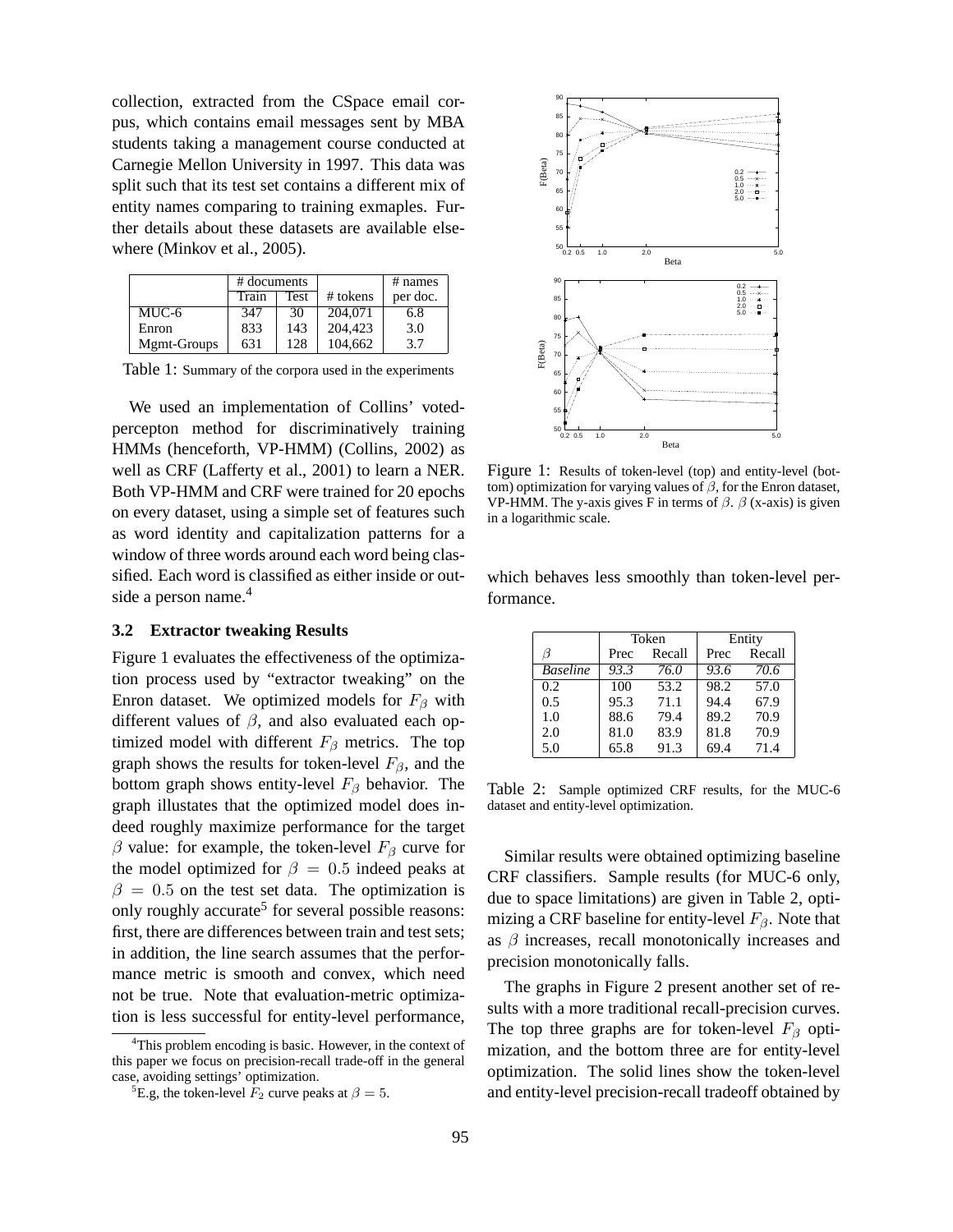collection, extracted from the CSpace email corpus, which contains email messages sent by MBA students taking a management course conducted at Carnegie Mellon University in 1997. This data was split such that its test set contains a different mix of entity names comparing to training exmaples. Further details about these datasets are available elsewhere (Minkov et al., 2005).

| | # documents | | # tokens | # names |
|---|---|---|---|---|
| | Train | Test | | per doc. |
| MUC-6 | 347 | 30 | 204,071 | 6.8 |
| Enron | 833 | 143 | 204,423 | 3.0 |
| Mgmt-Groups | 631 | 128 | 104,662 | 3.7 |

Table 1: Summary of the corpora used in the experiments

We used an implementation of Collins' voted-percepton method for discriminatively training HMMs (henceforth, VP-HMM) (Collins, 2002) as well as CRF (Lafferty et al., 2001) to learn a NER. Both VP-HMM and CRF were trained for 20 epochs on every dataset, using a simple set of features such as word identity and capitalization patterns for a window of three words around each word being classified. Each word is classified as either inside or outside a person name.[4]

### 3.2 Extractor tweaking Results

Figure 1 evaluates the effectiveness of the optimization process used by "extractor tweaking" on the Enron dataset. We optimized models for $F_\beta$ with different values of $\beta$, and also evaluated each optimized model with different $F_\beta$ metrics. The top graph shows the results for token-level $F_\beta$, and the bottom graph shows entity-level $F_\beta$ behavior. The graph illustates that the optimized model does indeed roughly maximize performance for the target $\beta$ value: for example, the token-level $F_\beta$ curve for the model optimized for $\beta = 0.5$ indeed peaks at $\beta = 0.5$ on the test set data. The optimization is only roughly accurate[5] for several possible reasons: first, there are differences between train and test sets; in addition, the line search assumes that the performance metric is smooth and convex, which need not be true. Note that evaluation-metric optimization is less successful for entity-level performance, which behaves less smoothly than token-level performance.

Figure 1: Results of token-level (top) and entity-level (bottom) optimization for varying values of $\beta$, for the Enron dataset, VP-HMM. The y-axis gives F in terms of $\beta$. $\beta$ (x-axis) is given in a logarithmic scale.

| $\beta$ | Token | | Entity | |
|---|---|---|---|---|
| | Prec | Recall | Prec | Recall |
| *Baseline* | *93.3* | *76.0* | *93.6* | *70.6* |
| 0.2 | 100 | 53.2 | 98.2 | 57.0 |
| 0.5 | 95.3 | 71.1 | 94.4 | 67.9 |
| 1.0 | 88.6 | 79.4 | 89.2 | 70.9 |
| 2.0 | 81.0 | 83.9 | 81.8 | 70.9 |
| 5.0 | 65.8 | 91.3 | 69.4 | 71.4 |

Table 2: Sample optimized CRF results, for the MUC-6 dataset and entity-level optimization.

Similar results were obtained optimizing baseline CRF classifiers. Sample results (for MUC-6 only, due to space limitations) are given in Table 2, optimizing a CRF baseline for entity-level $F_\beta$. Note that as $\beta$ increases, recall monotonically increases and precision monotonically falls.

The graphs in Figure 2 present another set of results with a more traditional recall-precision curves. The top three graphs are for token-level $F_\beta$ optimization, and the bottom three are for entity-level optimization. The solid lines show the token-level and entity-level precision-recall tradeoff obtained by

[4] This problem encoding is basic. However, in the context of this paper we focus on precision-recall trade-off in the general case, avoiding settings' optimization.

[5] E.g, the token-level $F_2$ curve peaks at $\beta = 5$.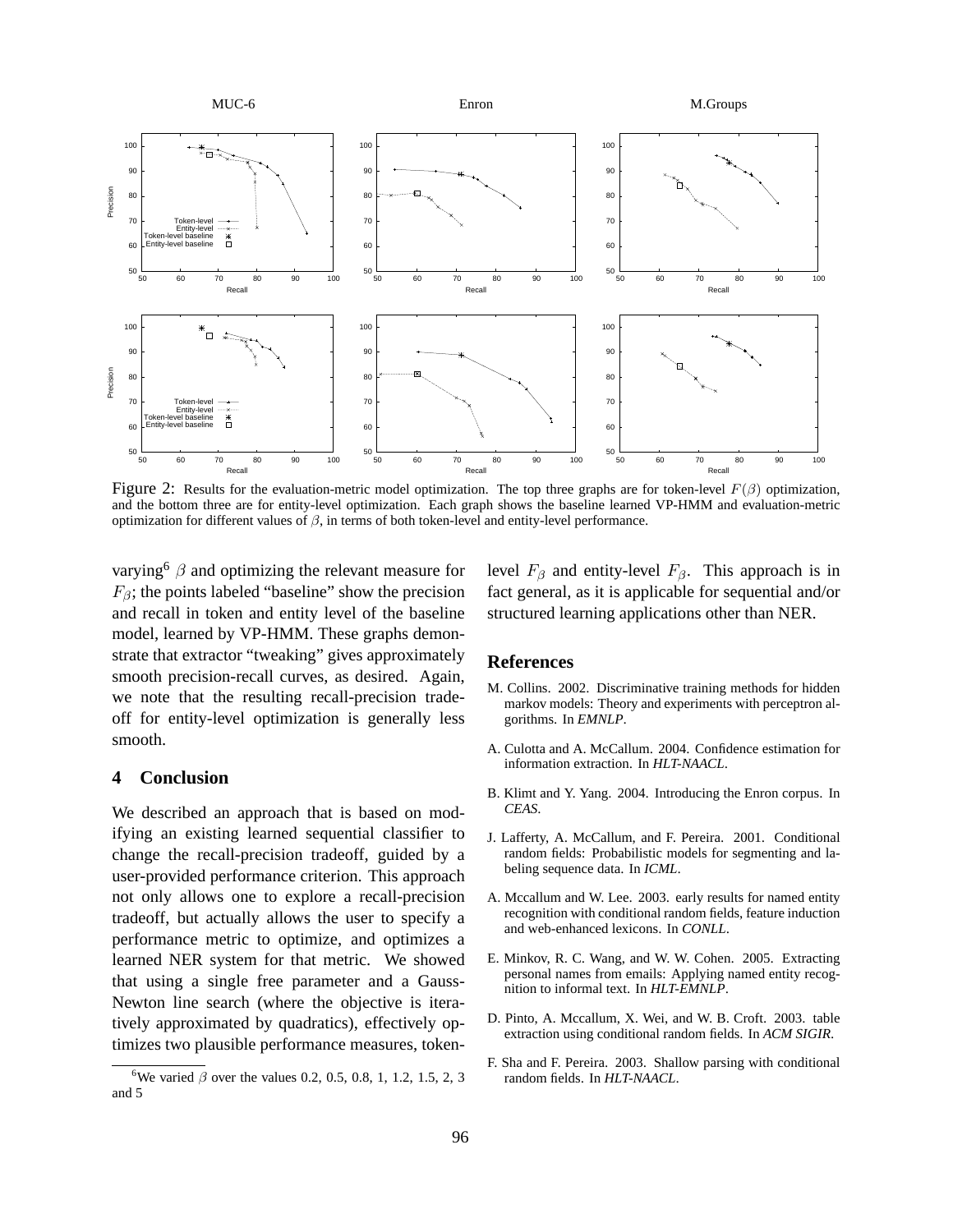MUC-6

Enron

M.Groups

Precision

Recall

Token-level
Entity-level
Token-level baseline
Entity-level baseline

Figure 2: Results for the evaluation-metric model optimization. The top three graphs are for token-level $F(\beta)$ optimization, and the bottom three are for entity-level optimization. Each graph shows the baseline learned VP-HMM and evaluation-metric optimization for different values of $\beta$, in terms of both token-level and entity-level performance.

varying[6] $\beta$ and optimizing the relevant measure for $F_\beta$; the points labeled "baseline" show the precision and recall in token and entity level of the baseline model, learned by VP-HMM. These graphs demonstrate that extractor "tweaking" gives approximately smooth precision-recall curves, as desired. Again, we note that the resulting recall-precision tradeoff for entity-level optimization is generally less smooth.

## 4 Conclusion

We described an approach that is based on modifying an existing learned sequential classifier to change the recall-precision tradeoff, guided by a user-provided performance criterion. This approach not only allows one to explore a recall-precision tradeoff, but actually allows the user to specify a performance metric to optimize, and optimizes a learned NER system for that metric. We showed that using a single free parameter and a Gauss-Newton line search (where the objective is iteratively approximated by quadratics), effectively optimizes two plausible performance measures, token-level $F_\beta$ and entity-level $F_\beta$. This approach is in fact general, as it is applicable for sequential and/or structured learning applications other than NER.

[6] We varied $\beta$ over the values 0.2, 0.5, 0.8, 1, 1.2, 1.5, 2, 3 and 5

## References

M. Collins. 2002. Discriminative training methods for hidden markov models: Theory and experiments with perceptron algorithms. In *EMNLP*.

A. Culotta and A. McCallum. 2004. Confidence estimation for information extraction. In *HLT-NAACL*.

B. Klimt and Y. Yang. 2004. Introducing the Enron corpus. In *CEAS*.

J. Lafferty, A. McCallum, and F. Pereira. 2001. Conditional random fields: Probabilistic models for segmenting and labeling sequence data. In *ICML*.

A. Mccallum and W. Lee. 2003. early results for named entity recognition with conditional random fields, feature induction and web-enhanced lexicons. In *CONLL*.

E. Minkov, R. C. Wang, and W. W. Cohen. 2005. Extracting personal names from emails: Applying named entity recognition to informal text. In *HLT-EMNLP*.

D. Pinto, A. Mccallum, X. Wei, and W. B. Croft. 2003. table extraction using conditional random fields. In *ACM SIGIR*.

F. Sha and F. Pereira. 2003. Shallow parsing with conditional random fields. In *HLT-NAACL*.